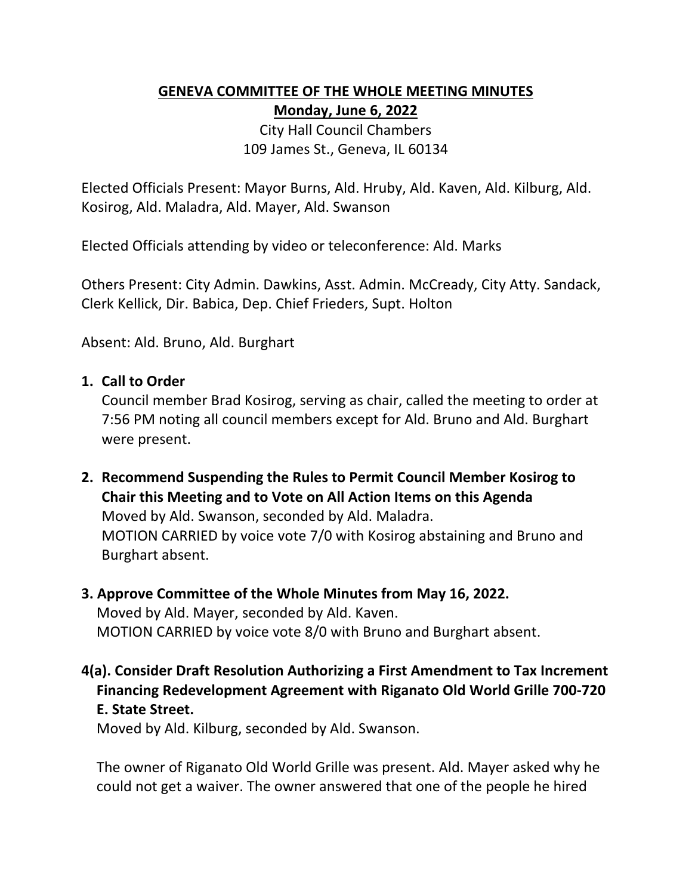# GENEVA COMMITTEE OF THE WHOLE MEETING MINUTES

**Monday, June 6, 2022**

City Hall Council Chambers
109 James St., Geneva, IL 60134

Elected Officials Present: Mayor Burns, Ald. Hruby, Ald. Kaven, Ald. Kilburg, Ald. Kosirog, Ald. Maladra, Ald. Mayer, Ald. Swanson

Elected Officials attending by video or teleconference: Ald. Marks

Others Present: City Admin. Dawkins, Asst. Admin. McCready, City Atty. Sandack, Clerk Kellick, Dir. Babica, Dep. Chief Frieders, Supt. Holton

Absent: Ald. Bruno, Ald. Burghart

**1. Call to Order**

Council member Brad Kosirog, serving as chair, called the meeting to order at 7:56 PM noting all council members except for Ald. Bruno and Ald. Burghart were present.

**2. Recommend Suspending the Rules to Permit Council Member Kosirog to Chair this Meeting and to Vote on All Action Items on this Agenda**

Moved by Ald. Swanson, seconded by Ald. Maladra.
MOTION CARRIED by voice vote 7/0 with Kosirog abstaining and Bruno and Burghart absent.

**3. Approve Committee of the Whole Minutes from May 16, 2022.**

Moved by Ald. Mayer, seconded by Ald. Kaven.
MOTION CARRIED by voice vote 8/0 with Bruno and Burghart absent.

**4(a). Consider Draft Resolution Authorizing a First Amendment to Tax Increment Financing Redevelopment Agreement with Riganato Old World Grille 700-720 E. State Street.**

Moved by Ald. Kilburg, seconded by Ald. Swanson.

The owner of Riganato Old World Grille was present. Ald. Mayer asked why he could not get a waiver. The owner answered that one of the people he hired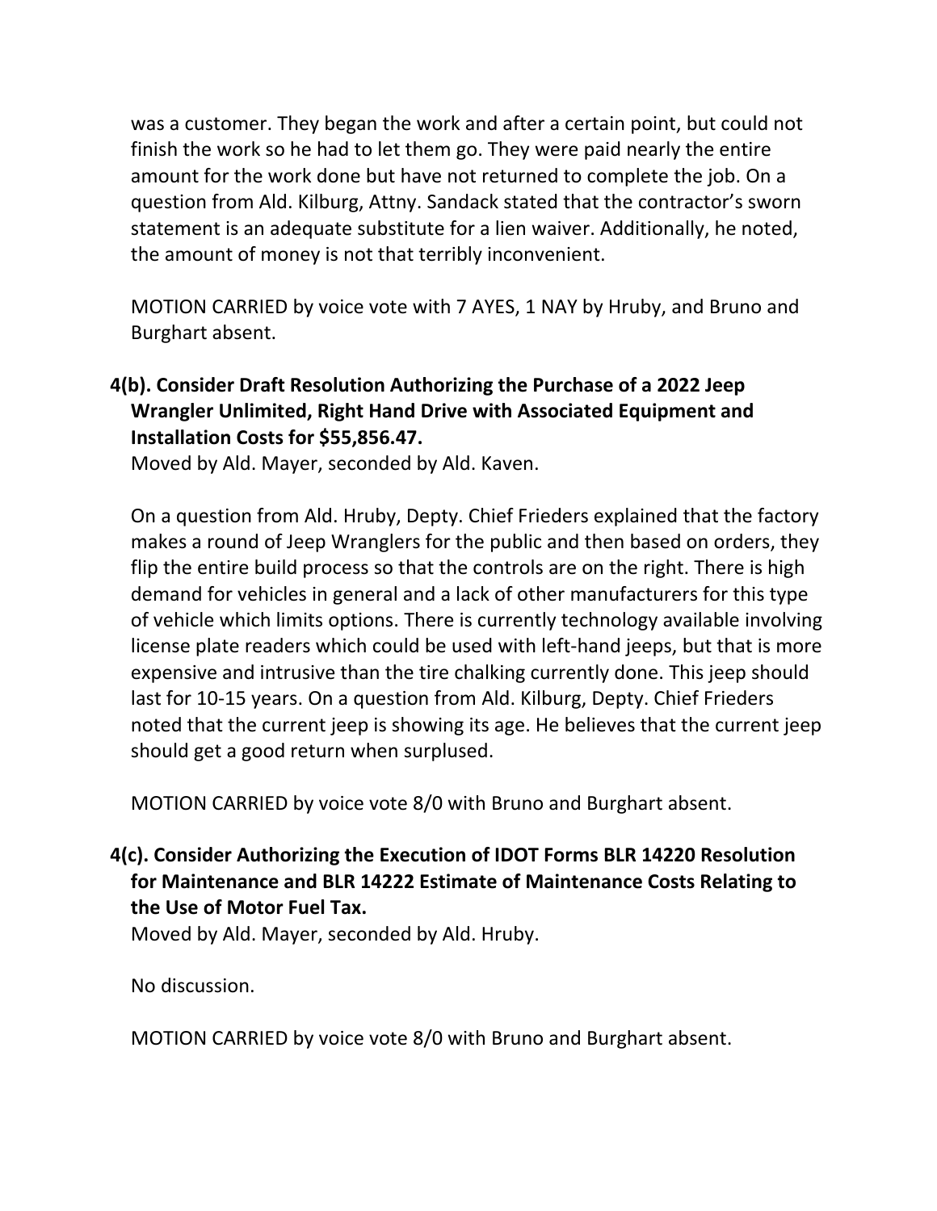was a customer. They began the work and after a certain point, but could not finish the work so he had to let them go. They were paid nearly the entire amount for the work done but have not returned to complete the job. On a question from Ald. Kilburg, Attny. Sandack stated that the contractor's sworn statement is an adequate substitute for a lien waiver. Additionally, he noted, the amount of money is not that terribly inconvenient.

MOTION CARRIED by voice vote with 7 AYES, 1 NAY by Hruby, and Bruno and Burghart absent.

**4(b). Consider Draft Resolution Authorizing the Purchase of a 2022 Jeep Wrangler Unlimited, Right Hand Drive with Associated Equipment and Installation Costs for $55,856.47.**

Moved by Ald. Mayer, seconded by Ald. Kaven.

On a question from Ald. Hruby, Depty. Chief Frieders explained that the factory makes a round of Jeep Wranglers for the public and then based on orders, they flip the entire build process so that the controls are on the right. There is high demand for vehicles in general and a lack of other manufacturers for this type of vehicle which limits options. There is currently technology available involving license plate readers which could be used with left-hand jeeps, but that is more expensive and intrusive than the tire chalking currently done. This jeep should last for 10-15 years. On a question from Ald. Kilburg, Depty. Chief Frieders noted that the current jeep is showing its age. He believes that the current jeep should get a good return when surplused.

MOTION CARRIED by voice vote 8/0 with Bruno and Burghart absent.

**4(c). Consider Authorizing the Execution of IDOT Forms BLR 14220 Resolution for Maintenance and BLR 14222 Estimate of Maintenance Costs Relating to the Use of Motor Fuel Tax.**

Moved by Ald. Mayer, seconded by Ald. Hruby.

No discussion.

MOTION CARRIED by voice vote 8/0 with Bruno and Burghart absent.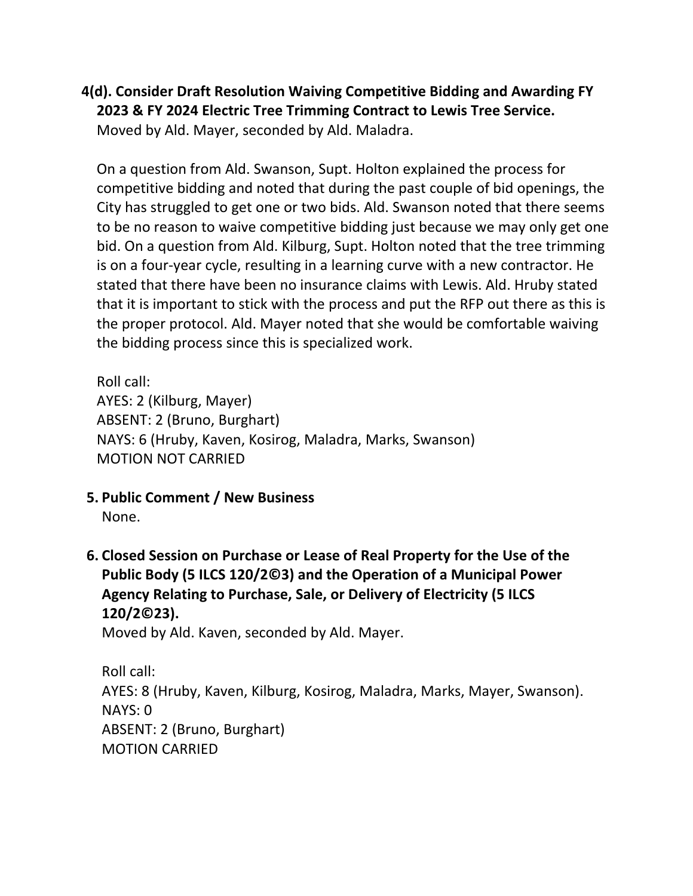**4(d). Consider Draft Resolution Waiving Competitive Bidding and Awarding FY 2023 & FY 2024 Electric Tree Trimming Contract to Lewis Tree Service.**

Moved by Ald. Mayer, seconded by Ald. Maladra.

On a question from Ald. Swanson, Supt. Holton explained the process for competitive bidding and noted that during the past couple of bid openings, the City has struggled to get one or two bids. Ald. Swanson noted that there seems to be no reason to waive competitive bidding just because we may only get one bid. On a question from Ald. Kilburg, Supt. Holton noted that the tree trimming is on a four-year cycle, resulting in a learning curve with a new contractor. He stated that there have been no insurance claims with Lewis. Ald. Hruby stated that it is important to stick with the process and put the RFP out there as this is the proper protocol. Ald. Mayer noted that she would be comfortable waiving the bidding process since this is specialized work.

Roll call:
AYES: 2 (Kilburg, Mayer)
ABSENT: 2 (Bruno, Burghart)
NAYS: 6 (Hruby, Kaven, Kosirog, Maladra, Marks, Swanson)
MOTION NOT CARRIED

**5. Public Comment / New Business**

None.

**6. Closed Session on Purchase or Lease of Real Property for the Use of the Public Body (5 ILCS 120/2©3) and the Operation of a Municipal Power Agency Relating to Purchase, Sale, or Delivery of Electricity (5 ILCS 120/2©23).**

Moved by Ald. Kaven, seconded by Ald. Mayer.

Roll call:
AYES: 8 (Hruby, Kaven, Kilburg, Kosirog, Maladra, Marks, Mayer, Swanson).
NAYS: 0
ABSENT: 2 (Bruno, Burghart)
MOTION CARRIED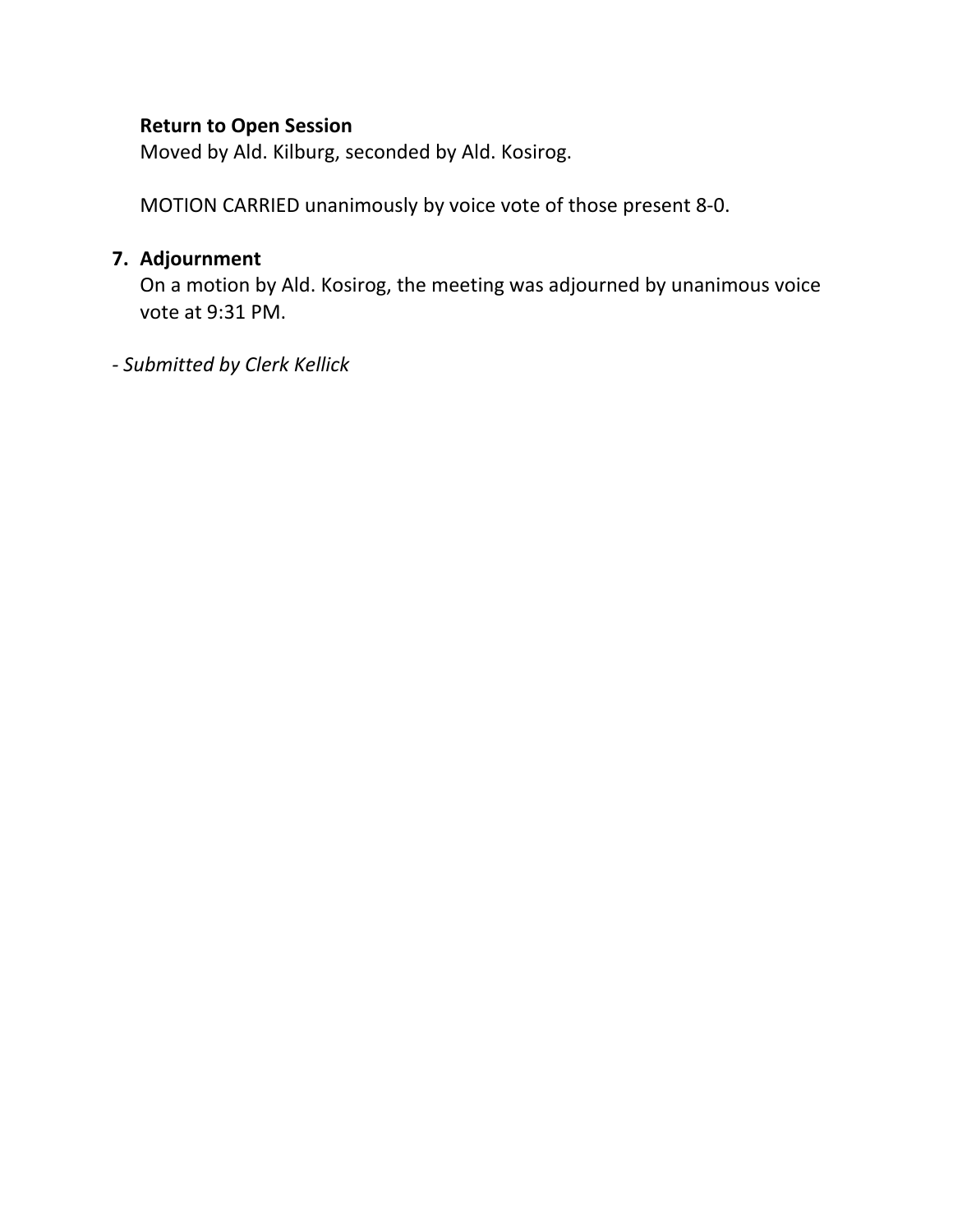**Return to Open Session**

Moved by Ald. Kilburg, seconded by Ald. Kosirog.

MOTION CARRIED unanimously by voice vote of those present 8-0.

7. **Adjournment**

   On a motion by Ald. Kosirog, the meeting was adjourned by unanimous voice vote at 9:31 PM.

- *Submitted by Clerk Kellick*